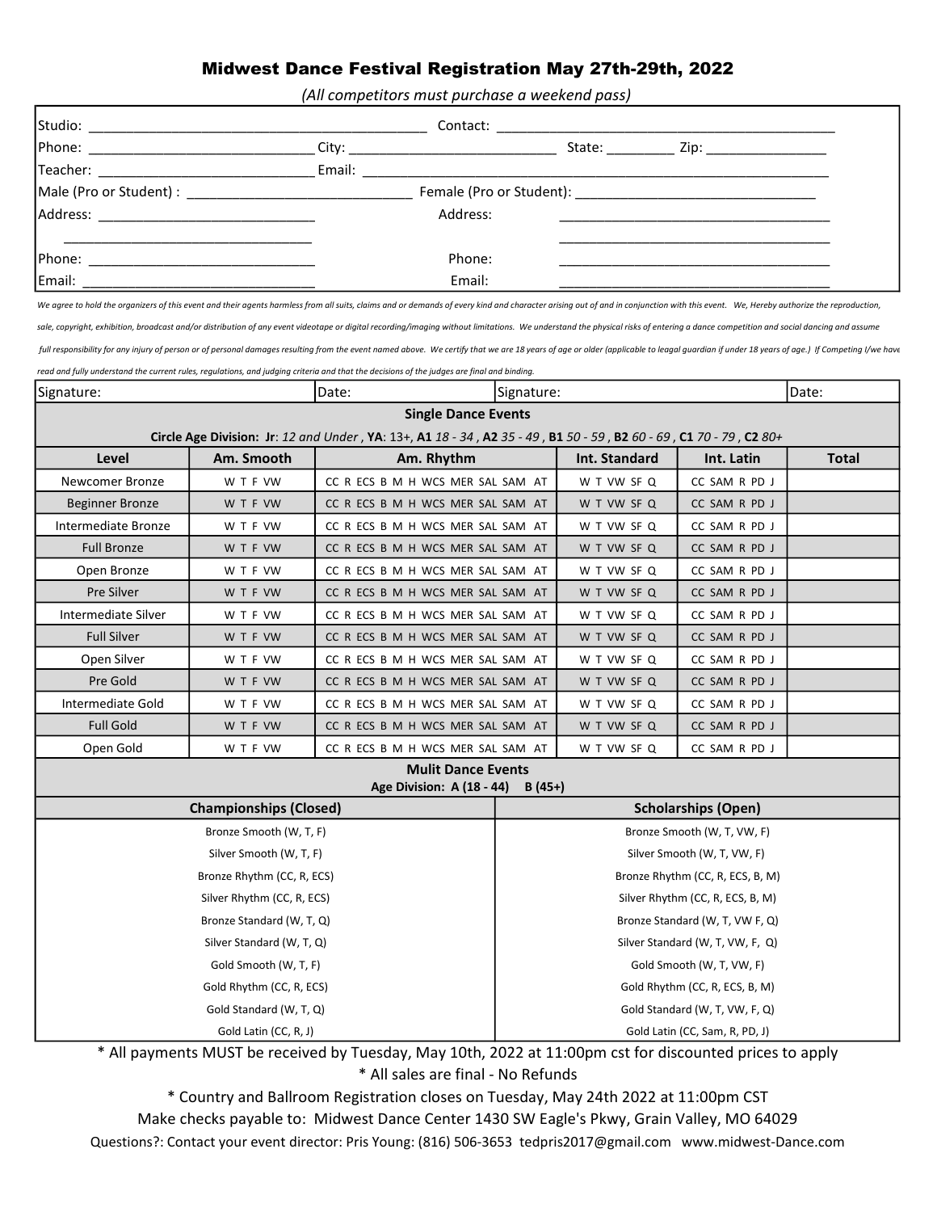## Midwest Dance Festival Registration May 27th-29th, 2022

*(All competitors must purchase a weekend pass)*

Studio: ____________________________________________ Contact: ____________________________________________

Phone: _____________________________ City: ___________________________ State: _________ Zip: ________________

Teacher: ____________________________ Email: _________________________________________________________________

Male (Pro or Student) : _____________________________ Female (Pro or Student): ________________________________

Address: ____________________________ Address: ____________________________________

____________________________________ ____________________________________

Phone: ______________________________ Phone: ____________________________________

Email: ______________________________ Email: ____________________________________

*We agree to hold the organizers of this event and their agents harmless from all suits, claims and or demands of every kind and character arising out of and in conjunction with this event. We, Hereby authorize the reproduction, sale, copyright, exhibition, broadcast and/or distribution of any event videotape or digital recording/imaging without limitations. We understand the physical risks of entering a dance competition and social dancing and assume full responsibility for any injury of person or of personal damages resulting from the event named above. We certify that we are 18 years of age or older (applicable to leagal guardian if under 18 years of age.) If Competing I/we have read and fully understand the current rules, regulations, and judging criteria and that the decisions of the judges are final and binding.*

| Signature: | Date: | Signature: | Date: |
|---|---|---|---|

### Single Dance Events

**Circle Age Division: Jr**: *12 and Under* , **YA**: 13+, **A1** *18 - 34* , **A2** *35 - 49* , **B1** *50 - 59* , **B2** *60 - 69* , **C1** *70 - 79* , **C2** *80+*

| Level | Am. Smooth | Am. Rhythm | Int. Standard | Int. Latin | Total |
|---|---|---|---|---|---|
| Newcomer Bronze | W T F VW | CC R ECS B M H WCS MER SAL SAM AT | W T VW SF Q | CC SAM R PD J | |
| Beginner Bronze | W T F VW | CC R ECS B M H WCS MER SAL SAM AT | W T VW SF Q | CC SAM R PD J | |
| Intermediate Bronze | W T F VW | CC R ECS B M H WCS MER SAL SAM AT | W T VW SF Q | CC SAM R PD J | |
| Full Bronze | W T F VW | CC R ECS B M H WCS MER SAL SAM AT | W T VW SF Q | CC SAM R PD J | |
| Open Bronze | W T F VW | CC R ECS B M H WCS MER SAL SAM AT | W T VW SF Q | CC SAM R PD J | |
| Pre Silver | W T F VW | CC R ECS B M H WCS MER SAL SAM AT | W T VW SF Q | CC SAM R PD J | |
| Intermediate Silver | W T F VW | CC R ECS B M H WCS MER SAL SAM AT | W T VW SF Q | CC SAM R PD J | |
| Full Silver | W T F VW | CC R ECS B M H WCS MER SAL SAM AT | W T VW SF Q | CC SAM R PD J | |
| Open Silver | W T F VW | CC R ECS B M H WCS MER SAL SAM AT | W T VW SF Q | CC SAM R PD J | |
| Pre Gold | W T F VW | CC R ECS B M H WCS MER SAL SAM AT | W T VW SF Q | CC SAM R PD J | |
| Intermediate Gold | W T F VW | CC R ECS B M H WCS MER SAL SAM AT | W T VW SF Q | CC SAM R PD J | |
| Full Gold | W T F VW | CC R ECS B M H WCS MER SAL SAM AT | W T VW SF Q | CC SAM R PD J | |
| Open Gold | W T F VW | CC R ECS B M H WCS MER SAL SAM AT | W T VW SF Q | CC SAM R PD J | |

### Mulit Dance Events

**Age Division: A (18 - 44) B (45+)**

| Championships (Closed) | Scholarships (Open) |
|---|---|
| Bronze Smooth (W, T, F) | Bronze Smooth (W, T, VW, F) |
| Silver Smooth (W, T, F) | Silver Smooth (W, T, VW, F) |
| Bronze Rhythm (CC, R, ECS) | Bronze Rhythm (CC, R, ECS, B, M) |
| Silver Rhythm (CC, R, ECS) | Silver Rhythm (CC, R, ECS, B, M) |
| Bronze Standard (W, T, Q) | Bronze Standard (W, T, VW F, Q) |
| Silver Standard (W, T, Q) | Silver Standard (W, T, VW, F, Q) |
| Gold Smooth (W, T, F) | Gold Smooth (W, T, VW, F) |
| Gold Rhythm (CC, R, ECS) | Gold Rhythm (CC, R, ECS, B, M) |
| Gold Standard (W, T, Q) | Gold Standard (W, T, VW, F, Q) |
| Gold Latin (CC, R, J) | Gold Latin (CC, Sam, R, PD, J) |

\* All payments MUST be received by Tuesday, May 10th, 2022 at 11:00pm cst for discounted prices to apply

\* All sales are final - No Refunds

\* Country and Ballroom Registration closes on Tuesday, May 24th 2022 at 11:00pm CST

Make checks payable to: Midwest Dance Center 1430 SW Eagle's Pkwy, Grain Valley, MO 64029

Questions?: Contact your event director: Pris Young: (816) 506-3653 tedpris2017@gmail.com www.midwest-Dance.com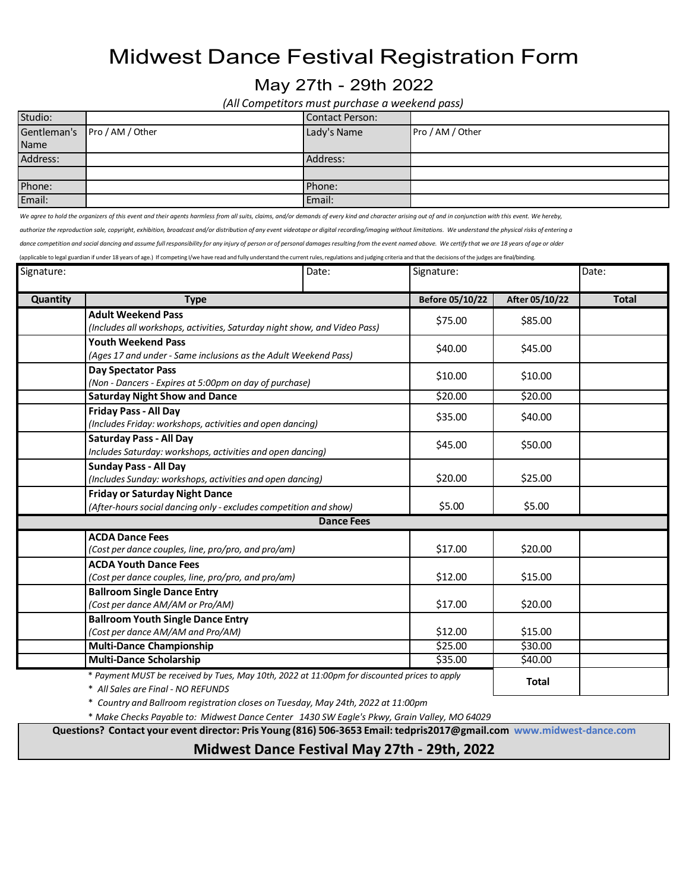# Midwest Dance Festival Registration Form

## May 27th - 29th 2022

*(All Competitors must purchase a weekend pass)*

| Studio: | | Contact Person: | |
|---|---|---|---|
| Gentleman's Name | Pro / AM / Other | Lady's Name | Pro / AM / Other |
| Address: | | Address: | |
| | | | |
| Phone: | | Phone: | |
| Email: | | Email: | |

*We agree to hold the organizers of this event and their agents harmless from all suits, claims, and/or demands of every kind and character arising out of and in conjunction with this event. We hereby, authorize the reproduction sale, copyright, exhibition, broadcast and/or distribution of any event videotape or digital recording/imaging without limitations. We understand the physical risks of entering a dance competition and social dancing and assume full responsibility for any injury of person or of personal damages resulting from the event named above. We certify that we are 18 years of age or older* (applicable to legal guardian if under 18 years of age.) If competing I/we have read and fully understand the current rules, regulations and judging criteria and that the decisions of the judges are final/binding.

| Signature: | Date: | Signature: | Date: |
|---|---|---|---|
| | | | |

| Quantity | Type | Before 05/10/22 | After 05/10/22 | Total |
|---|---|---|---|---|
| | **Adult Weekend Pass** *(Includes all workshops, activities, Saturday night show, and Video Pass)* | $75.00 | $85.00 | |
| | **Youth Weekend Pass** *(Ages 17 and under - Same inclusions as the Adult Weekend Pass)* | $40.00 | $45.00 | |
| | **Day Spectator Pass** *(Non - Dancers - Expires at 5:00pm on day of purchase)* | $10.00 | $10.00 | |
| | **Saturday Night Show and Dance** | $20.00 | $20.00 | |
| | **Friday Pass - All Day** *(Includes Friday: workshops, activities and open dancing)* | $35.00 | $40.00 | |
| | **Saturday Pass - All Day** *Includes Saturday: workshops, activities and open dancing)* | $45.00 | $50.00 | |
| | **Sunday Pass - All Day** *(Includes Sunday: workshops, activities and open dancing)* | $20.00 | $25.00 | |
| | **Friday or Saturday Night Dance** *(After-hours social dancing only - excludes competition and show)* | $5.00 | $5.00 | |
| | **Dance Fees** | | | |
| | **ACDA Dance Fees** *(Cost per dance couples, line, pro/pro, and pro/am)* | $17.00 | $20.00 | |
| | **ACDA Youth Dance Fees** *(Cost per dance couples, line, pro/pro, and pro/am)* | $12.00 | $15.00 | |
| | **Ballroom Single Dance Entry** *(Cost per dance AM/AM or Pro/AM)* | $17.00 | $20.00 | |
| | **Ballroom Youth Single Dance Entry** *(Cost per dance AM/AM and Pro/AM)* | $12.00 | $15.00 | |
| | **Multi-Dance Championship** | $25.00 | $30.00 | |
| | **Multi-Dance Scholarship** | $35.00 | $40.00 | |
| | | | **Total** | |

\* *Payment MUST be received by Tues, May 10th, 2022 at 11:00pm for discounted prices to apply*

\* *All Sales are Final - NO REFUNDS*

\* *Country and Ballroom registration closes on Tuesday, May 24th, 2022 at 11:00pm*

\* *Make Checks Payable to: Midwest Dance Center 1430 SW Eagle's Pkwy, Grain Valley, MO 64029*

**Questions? Contact your event director: Pris Young (816) 506-3653 Email: tedpris2017@gmail.com** www.midwest-dance.com

**Midwest Dance Festival May 27th - 29th, 2022**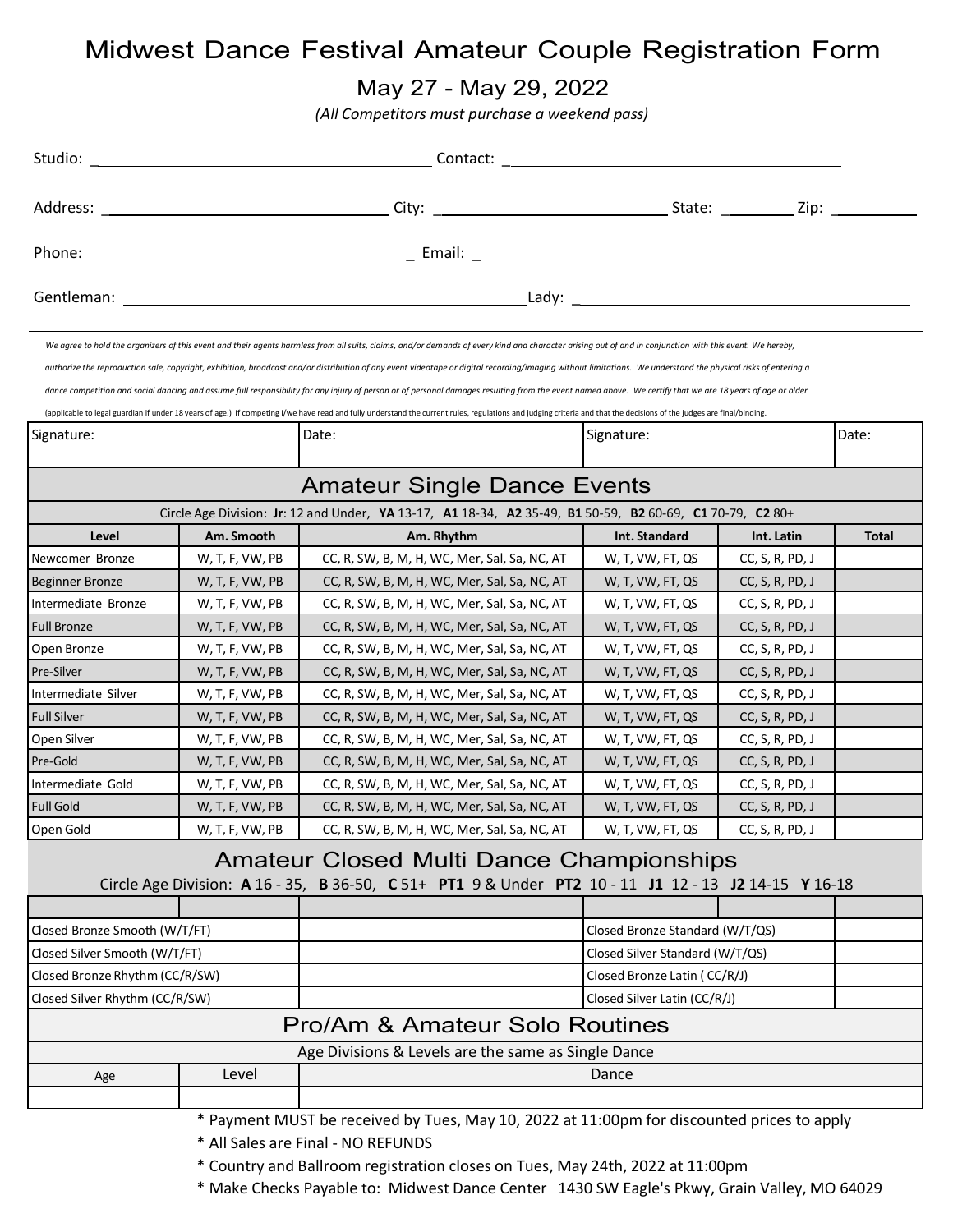# Midwest Dance Festival Amateur Couple Registration Form

## May 27 - May 29, 2022

*(All Competitors must purchase a weekend pass)*

Studio: ______________________ Contact: ______________________

Address: ______________________ City: ______________________ State: ________ Zip: __________

Phone: ______________________ Email: ______________________

Gentleman: ______________________ Lady: ______________________

*We agree to hold the organizers of this event and their agents harmless from all suits, claims, and/or demands of every kind and character arising out of and in conjunction with this event. We hereby, authorize the reproduction sale, copyright, exhibition, broadcast and/or distribution of any event videotape or digital recording/imaging without limitations. We understand the physical risks of entering a dance competition and social dancing and assume full responsibility for any injury of person or of personal damages resulting from the event named above. We certify that we are 18 years of age or older* (applicable to legal guardian if under 18 years of age.) If competing I/we have read and fully understand the current rules, regulations and judging criteria and that the decisions of the judges are final/binding.

| Signature: | Date: | Signature: | Date: |
|---|---|---|---|
| | | | |

## Amateur Single Dance Events

Circle Age Division: **Jr**: 12 and Under, **YA** 13-17, **A1** 18-34, **A2** 35-49, **B1** 50-59, **B2** 60-69, **C1** 70-79, **C2** 80+

| Level | Am. Smooth | Am. Rhythm | Int. Standard | Int. Latin | Total |
|---|---|---|---|---|---|
| Newcomer Bronze | W, T, F, VW, PB | CC, R, SW, B, M, H, WC, Mer, Sal, Sa, NC, AT | W, T, VW, FT, QS | CC, S, R, PD, J | |
| Beginner Bronze | W, T, F, VW, PB | CC, R, SW, B, M, H, WC, Mer, Sal, Sa, NC, AT | W, T, VW, FT, QS | CC, S, R, PD, J | |
| Intermediate Bronze | W, T, F, VW, PB | CC, R, SW, B, M, H, WC, Mer, Sal, Sa, NC, AT | W, T, VW, FT, QS | CC, S, R, PD, J | |
| Full Bronze | W, T, F, VW, PB | CC, R, SW, B, M, H, WC, Mer, Sal, Sa, NC, AT | W, T, VW, FT, QS | CC, S, R, PD, J | |
| Open Bronze | W, T, F, VW, PB | CC, R, SW, B, M, H, WC, Mer, Sal, Sa, NC, AT | W, T, VW, FT, QS | CC, S, R, PD, J | |
| Pre-Silver | W, T, F, VW, PB | CC, R, SW, B, M, H, WC, Mer, Sal, Sa, NC, AT | W, T, VW, FT, QS | CC, S, R, PD, J | |
| Intermediate Silver | W, T, F, VW, PB | CC, R, SW, B, M, H, WC, Mer, Sal, Sa, NC, AT | W, T, VW, FT, QS | CC, S, R, PD, J | |
| Full Silver | W, T, F, VW, PB | CC, R, SW, B, M, H, WC, Mer, Sal, Sa, NC, AT | W, T, VW, FT, QS | CC, S, R, PD, J | |
| Open Silver | W, T, F, VW, PB | CC, R, SW, B, M, H, WC, Mer, Sal, Sa, NC, AT | W, T, VW, FT, QS | CC, S, R, PD, J | |
| Pre-Gold | W, T, F, VW, PB | CC, R, SW, B, M, H, WC, Mer, Sal, Sa, NC, AT | W, T, VW, FT, QS | CC, S, R, PD, J | |
| Intermediate Gold | W, T, F, VW, PB | CC, R, SW, B, M, H, WC, Mer, Sal, Sa, NC, AT | W, T, VW, FT, QS | CC, S, R, PD, J | |
| Full Gold | W, T, F, VW, PB | CC, R, SW, B, M, H, WC, Mer, Sal, Sa, NC, AT | W, T, VW, FT, QS | CC, S, R, PD, J | |
| Open Gold | W, T, F, VW, PB | CC, R, SW, B, M, H, WC, Mer, Sal, Sa, NC, AT | W, T, VW, FT, QS | CC, S, R, PD, J | |

## Amateur Closed Multi Dance Championships

Circle Age Division: **A** 16 - 35, **B** 36-50, **C** 51+ **PT1** 9 & Under **PT2** 10 - 11 **J1** 12 - 13 **J2** 14-15 **Y** 16-18

| | | | |
|---|---|---|---|
| Closed Bronze Smooth (W/T/FT) | | Closed Bronze Standard (W/T/QS) | |
| Closed Silver Smooth (W/T/FT) | | Closed Silver Standard (W/T/QS) | |
| Closed Bronze Rhythm (CC/R/SW) | | Closed Bronze Latin ( CC/R/J) | |
| Closed Silver Rhythm (CC/R/SW) | | Closed Silver Latin (CC/R/J) | |

## Pro/Am & Amateur Solo Routines

Age Divisions & Levels are the same as Single Dance

| Age | Level | Dance |
|---|---|---|
| | | |

* Payment MUST be received by Tues, May 10, 2022 at 11:00pm for discounted prices to apply
* All Sales are Final - NO REFUNDS
* Country and Ballroom registration closes on Tues, May 24th, 2022 at 11:00pm
* Make Checks Payable to: Midwest Dance Center 1430 SW Eagle's Pkwy, Grain Valley, MO 64029